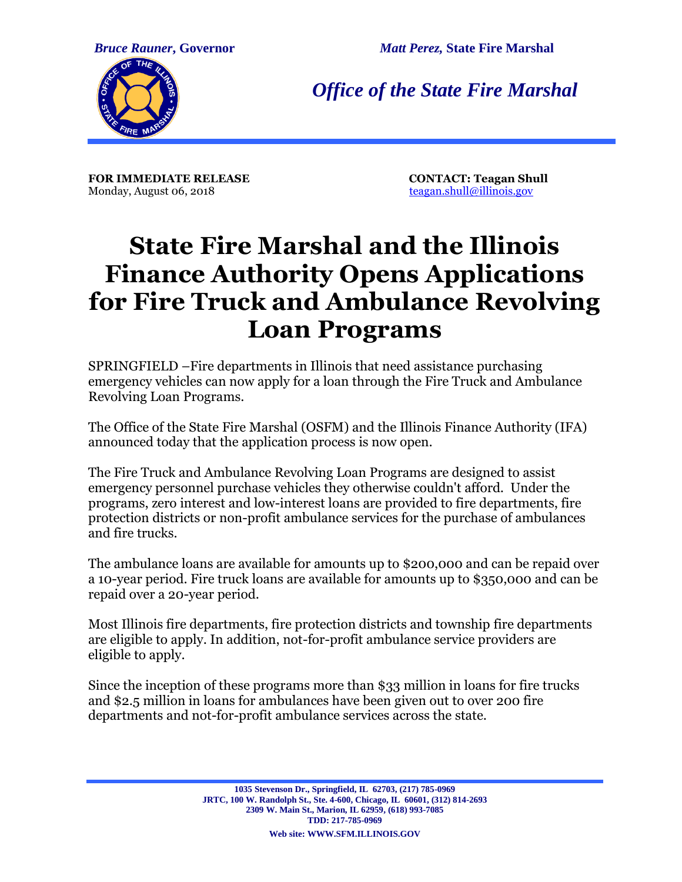*Bruce Rauner*, **Governor** *Matt Perez*, **State Fire Marshal**

## *Office of the State Fire Marshal*

**FOR IMMEDIATE RELEASE**
Monday, August 06, 2018

**CONTACT: Teagan Shull**
teagan.shull@illinois.gov

# State Fire Marshal and the Illinois Finance Authority Opens Applications for Fire Truck and Ambulance Revolving Loan Programs

SPRINGFIELD –Fire departments in Illinois that need assistance purchasing emergency vehicles can now apply for a loan through the Fire Truck and Ambulance Revolving Loan Programs.

The Office of the State Fire Marshal (OSFM) and the Illinois Finance Authority (IFA) announced today that the application process is now open.

The Fire Truck and Ambulance Revolving Loan Programs are designed to assist emergency personnel purchase vehicles they otherwise couldn't afford. Under the programs, zero interest and low-interest loans are provided to fire departments, fire protection districts or non-profit ambulance services for the purchase of ambulances and fire trucks.

The ambulance loans are available for amounts up to $200,000 and can be repaid over a 10-year period. Fire truck loans are available for amounts up to $350,000 and can be repaid over a 20-year period.

Most Illinois fire departments, fire protection districts and township fire departments are eligible to apply. In addition, not-for-profit ambulance service providers are eligible to apply.

Since the inception of these programs more than $33 million in loans for fire trucks and $2.5 million in loans for ambulances have been given out to over 200 fire departments and not-for-profit ambulance services across the state.

**1035 Stevenson Dr., Springfield, IL 62703, (217) 785-0969**
**JRTC, 100 W. Randolph St., Ste. 4-600, Chicago, IL 60601, (312) 814-2693**
**2309 W. Main St., Marion, IL 62959, (618) 993-7085**
**TDD: 217-785-0969**
**Web site: WWW.SFM.ILLINOIS.GOV**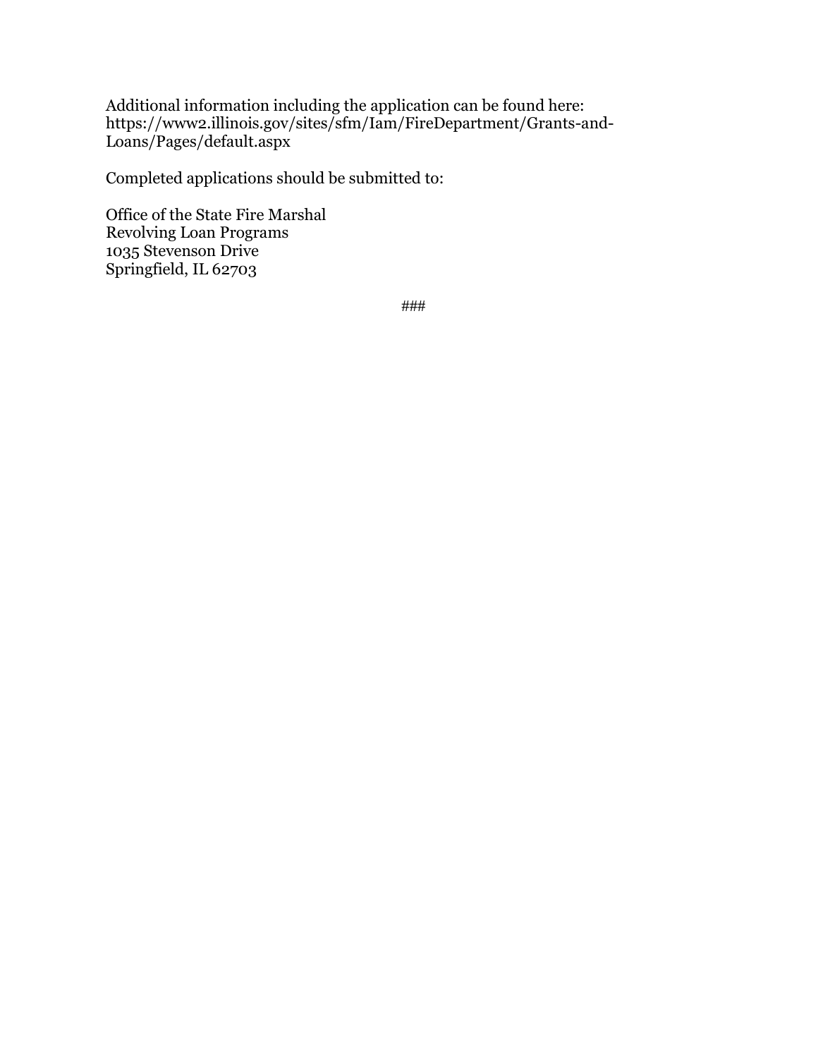Additional information including the application can be found here: https://www2.illinois.gov/sites/sfm/Iam/FireDepartment/Grants-and-Loans/Pages/default.aspx

Completed applications should be submitted to:

Office of the State Fire Marshal
Revolving Loan Programs
1035 Stevenson Drive
Springfield, IL 62703

###